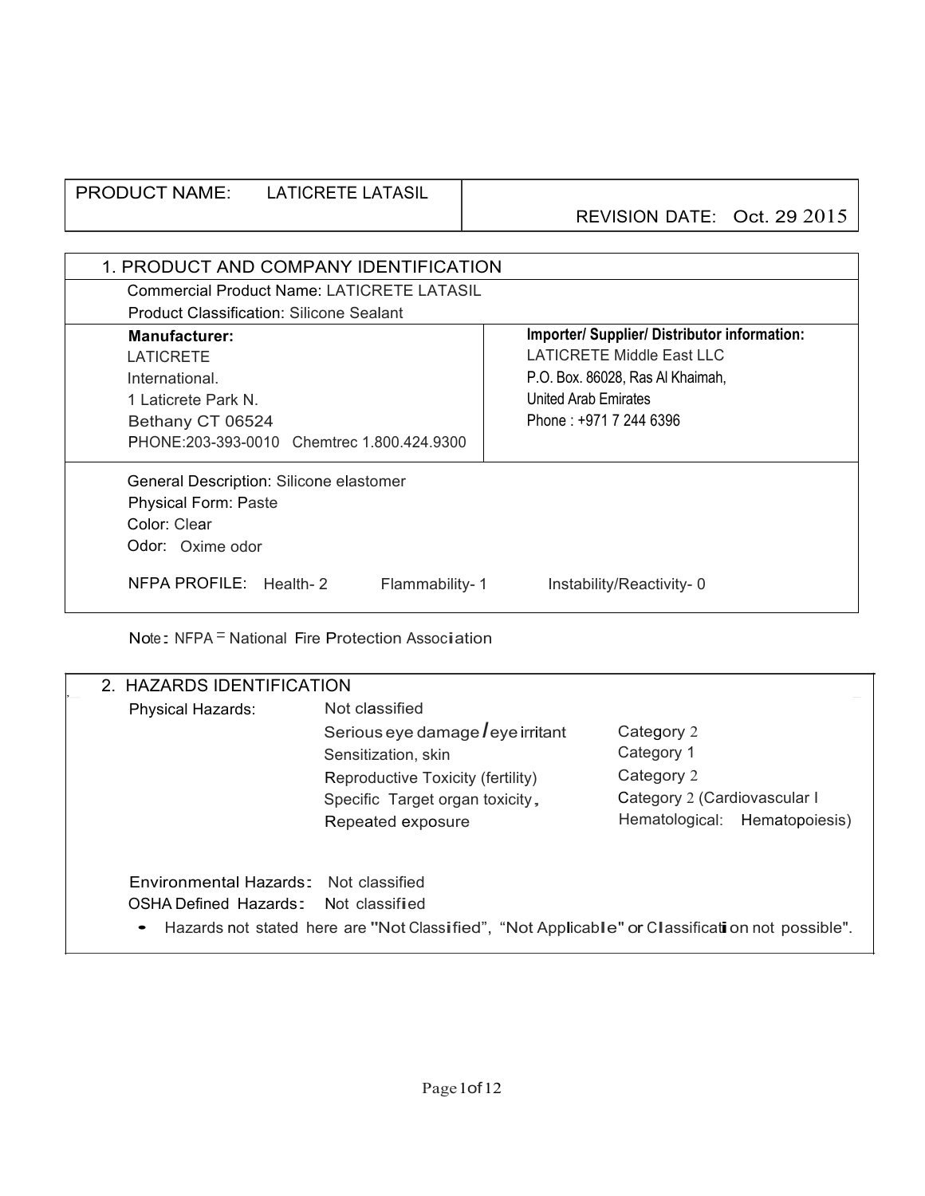| PRODUCT NAME: LATICRETE LATASIL | REVISION DATE: Oct. 29 2015 |
|---|---|

## 1. PRODUCT AND COMPANY IDENTIFICATION

Commercial Product Name: LATICRETE LATASIL
Product Classification: Silicone Sealant

| **Manufacturer:** | **Importer/ Supplier/ Distributor information:** |
|---|---|
| LATICRETE International.<br>1 Laticrete Park N.<br>Bethany CT 06524<br>PHONE:203-393-0010 Chemtrec 1.800.424.9300 | LATICRETE Middle East LLC<br>P.O. Box. 86028, Ras Al Khaimah,<br>United Arab Emirates<br>Phone : +971 7 244 6396 |

General Description: Silicone elastomer
Physical Form: Paste
Color: Clear
Odor: Oxime odor

NFPA PROFILE: Health- 2 Flammability- 1 Instability/Reactivity- 0

Note: NFPA = National Fire Protection Association

## 2. HAZARDS IDENTIFICATION

| | | |
|---|---|---|
| Physical Hazards: | Not classified | |
| | Serious eye damage / eye irritant | Category 2 |
| | Sensitization, skin | Category 1 |
| | Reproductive Toxicity (fertility) | Category 2 |
| | Specific Target organ toxicity, Repeated exposure | Category 2 (Cardiovascular I Hematological: Hematopoiesis) |
| Environmental Hazards: | Not classified | |
| OSHA Defined Hazards: | Not classified | |

- Hazards not stated here are "Not Classified", "Not Applicable" or Classification not possible".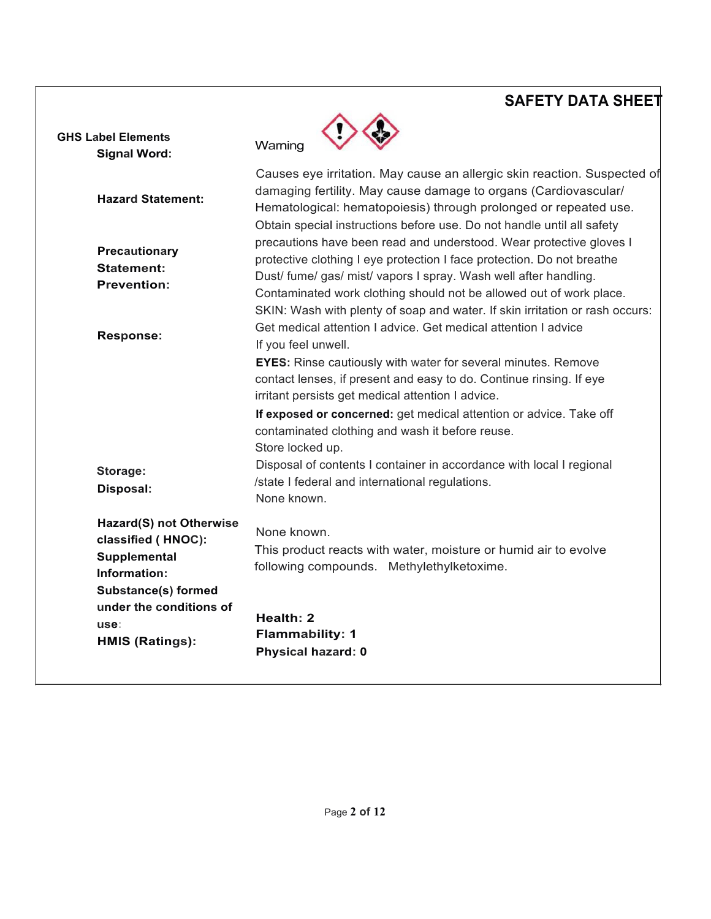## SAFETY DATA SHEET

| | |
|---|---|
| **GHS Label Elements** | |
| **Signal Word:** | Warning |
| **Hazard Statement:** | Causes eye irritation. May cause an allergic skin reaction. Suspected of damaging fertility. May cause damage to organs (Cardiovascular/ Hematological: hematopoiesis) through prolonged or repeated use. |
| **Precautionary Statement: Prevention:** | Obtain special instructions before use. Do not handle until all safety precautions have been read and understood. Wear protective gloves I protective clothing I eye protection I face protection. Do not breathe Dust/ fume/ gas/ mist/ vapors I spray. Wash well after handling. Contaminated work clothing should not be allowed out of work place. |
| **Response:** | SKIN: Wash with plenty of soap and water. If skin irritation or rash occurs: Get medical attention I advice. Get medical attention I advice If you feel unwell.<br>**EYES:** Rinse cautiously with water for several minutes. Remove contact lenses, if present and easy to do. Continue rinsing. If eye irritant persists get medical attention I advice.<br>**If exposed or concerned:** get medical attention or advice. Take off contaminated clothing and wash it before reuse. |
| **Storage:** | Store locked up. |
| **Disposal:** | Disposal of contents I container in accordance with local I regional /state I federal and international regulations. |
| **Hazard(S) not Otherwise classified ( HNOC):** | None known. |
| **Supplemental Information:** | None known. |
| **Substance(s) formed under the conditions of use:** | This product reacts with water, moisture or humid air to evolve following compounds. Methylethylketoxime. |
| **HMIS (Ratings):** | **Health: 2**<br>**Flammability: 1**<br>**Physical hazard: 0** |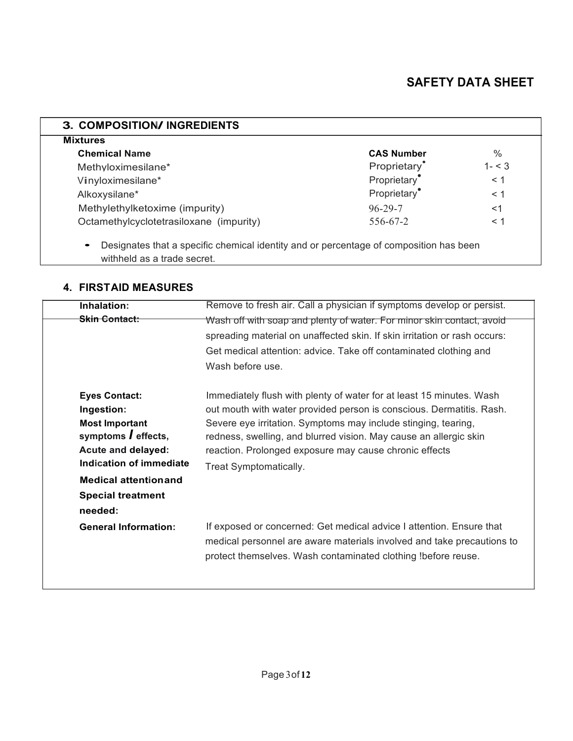## 3. COMPOSITION/ INGREDIENTS

**Mixtures**

| Chemical Name | CAS Number | % |
|---|---|---|
| Methyloximesilane* | Proprietary• | 1- < 3 |
| Vinyloximesilane* | Proprietary• | < 1 |
| Alkoxysilane* | Proprietary• | < 1 |
| Methylethylketoxime (impurity) | 96-29-7 | <1 |
| Octamethylcyclotetrasiloxane (impurity) | 556-67-2 | < 1 |

- Designates that a specific chemical identity and or percentage of composition has been withheld as a trade secret.

## 4. FIRSTAID MEASURES

| | |
|---|---|
| **Inhalation:** | Remove to fresh air. Call a physician if symptoms develop or persist. |
| **Skin Contact:** | Wash off with soap and plenty of water. For minor skin contact, avoid spreading material on unaffected skin. If skin irritation or rash occurs: Get medical attention: advice. Take off contaminated clothing and Wash before use. |
| **Eyes Contact:** | Immediately flush with plenty of water for at least 15 minutes. Wash |
| **Ingestion:** | out mouth with water provided person is conscious. Dermatitis. Rash. |
| **Most Important symptoms / effects, Acute and delayed:** | Severe eye irritation. Symptoms may include stinging, tearing, redness, swelling, and blurred vision. May cause an allergic skin reaction. Prolonged exposure may cause chronic effects |
| **Indication of immediate Medical attention and Special treatment needed:** | Treat Symptomatically. |
| **General Information:** | If exposed or concerned: Get medical advice I attention. Ensure that medical personnel are aware materials involved and take precautions to protect themselves. Wash contaminated clothing !before reuse. |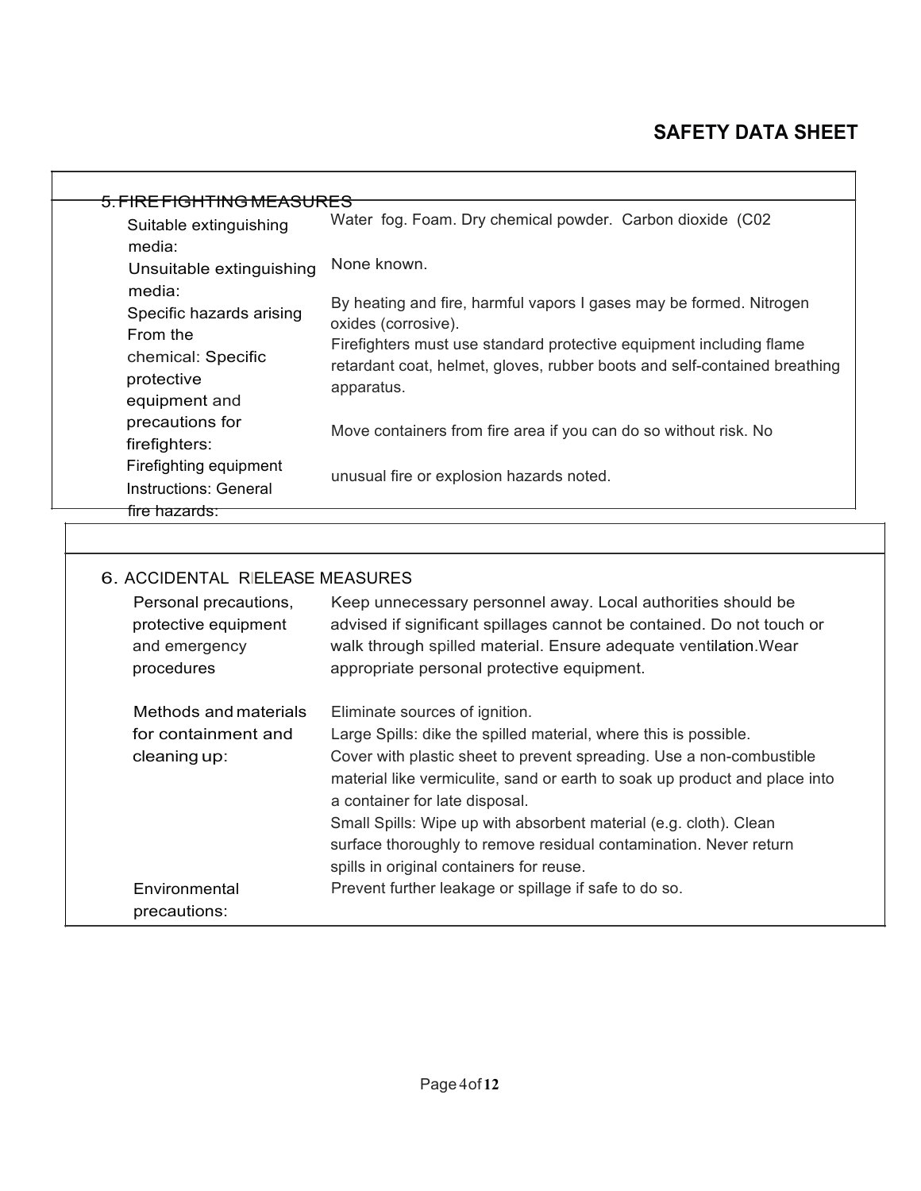# SAFETY DATA SHEET

## 5. FIRE FIGHTING MEASURES

| | |
|---|---|
| Suitable extinguishing media: | Water fog. Foam. Dry chemical powder. Carbon dioxide (C02 |
| Unsuitable extinguishing media: | None known. |
| Specific hazards arising From the chemical: | By heating and fire, harmful vapors I gases may be formed. Nitrogen oxides (corrosive). |
| Specific protective equipment and precautions for firefighters: | Firefighters must use standard protective equipment including flame retardant coat, helmet, gloves, rubber boots and self-contained breathing apparatus. |
| Firefighting equipment Instructions: | Move containers from fire area if you can do so without risk. |
| General fire hazards: | No unusual fire or explosion hazards noted. |

## 6. ACCIDENTAL RIELEASE MEASURES

| | |
|---|---|
| Personal precautions, protective equipment and emergency procedures | Keep unnecessary personnel away. Local authorities should be advised if significant spillages cannot be contained. Do not touch or walk through spilled material. Ensure adequate ventilation.Wear appropriate personal protective equipment. |
| Methods and materials for containment and cleaning up: | Eliminate sources of ignition.<br>Large Spills: dike the spilled material, where this is possible.<br>Cover with plastic sheet to prevent spreading. Use a non-combustible material like vermiculite, sand or earth to soak up product and place into a container for late disposal.<br>Small Spills: Wipe up with absorbent material (e.g. cloth). Clean surface thoroughly to remove residual contamination. Never return spills in original containers for reuse. |
| Environmental precautions: | Prevent further leakage or spillage if safe to do so. |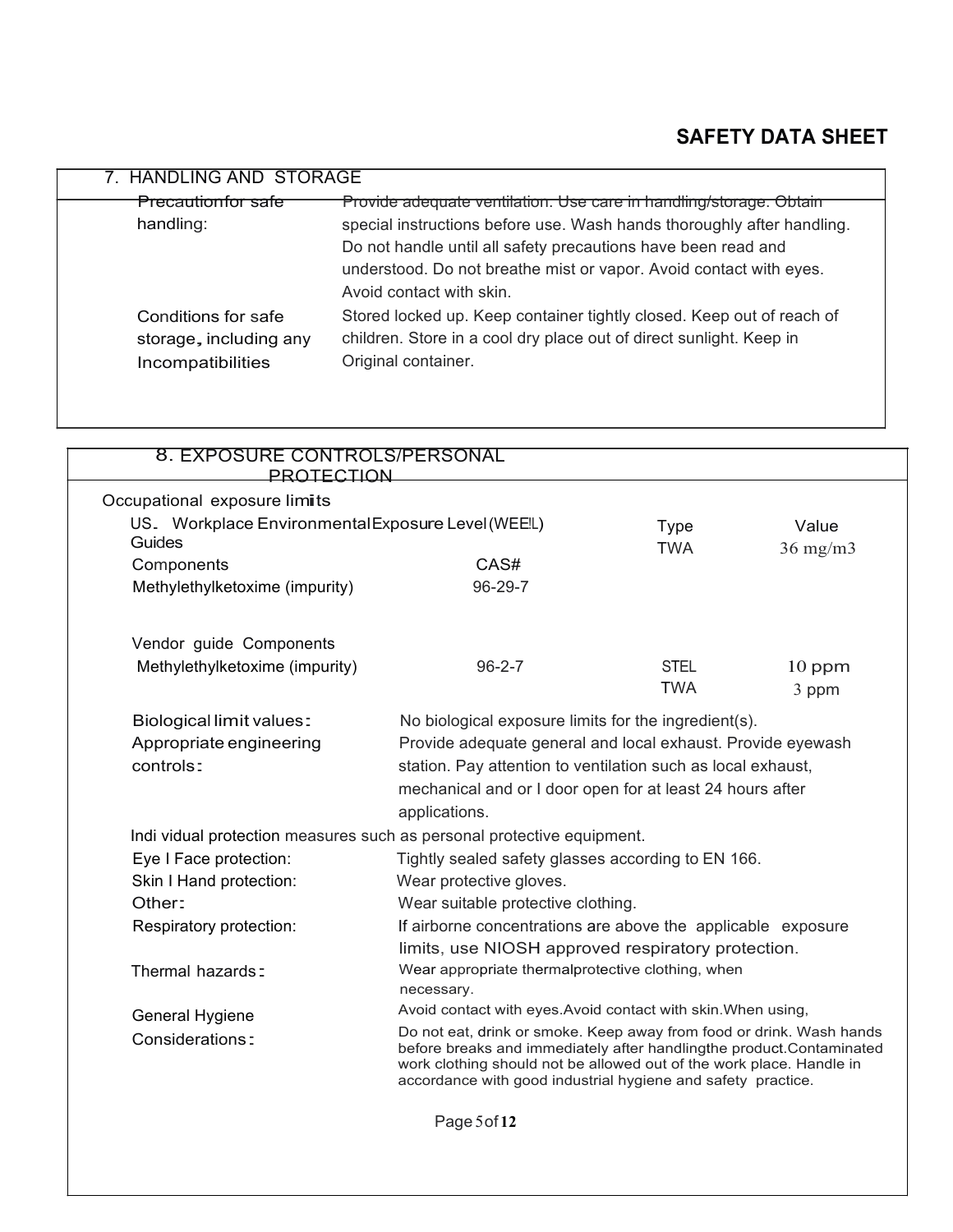## 7. HANDLING AND STORAGE

| | |
|---|---|
| Precautionfor safe handling: | Provide adequate ventilation. Use care in handling/storage. Obtain special instructions before use. Wash hands thoroughly after handling. Do not handle until all safety precautions have been read and understood. Do not breathe mist or vapor. Avoid contact with eyes. Avoid contact with skin. |
| Conditions for safe storage, including any Incompatibilities | Stored locked up. Keep container tightly closed. Keep out of reach of children. Store in a cool dry place out of direct sunlight. Keep in Original container. |

## 8. EXPOSURE CONTROLS/PERSONAL PROTECTION

Occupational exposure limits

| US. Workplace Environmental Exposure Level (WEEL) Guides | | Type | Value |
|---|---|---|---|
| Components | CAS# | TWA | 36 mg/m3 |
| Methylethylketoxime (impurity) | 96-29-7 | | |

| Vendor guide Components | | | |
|---|---|---|---|
| Methylethylketoxime (impurity) | 96-2-7 | STEL | 10 ppm |
| | | TWA | 3 ppm |

| | |
|---|---|
| Biological limit values: | No biological exposure limits for the ingredient(s). |
| Appropriate engineering controls: | Provide adequate general and local exhaust. Provide eyewash station. Pay attention to ventilation such as local exhaust, mechanical and or I door open for at least 24 hours after applications. |

Indi vidual protection measures such as personal protective equipment.

| | |
|---|---|
| Eye I Face protection: | Tightly sealed safety glasses according to EN 166. |
| Skin I Hand protection: | Wear protective gloves. |
| Other: | Wear suitable protective clothing. |
| Respiratory protection: | If airborne concentrations are above the applicable exposure limits, use NIOSH approved respiratory protection. |
| Thermal hazards: | Wear appropriate thermalprotective clothing, when necessary. |
| General Hygiene Considerations: | Avoid contact with eyes.Avoid contact with skin.When using, Do not eat, drink or smoke. Keep away from food or drink. Wash hands before breaks and immediately after handlingthe product.Contaminated work clothing should not be allowed out of the work place. Handle in accordance with good industrial hygiene and safety practice. |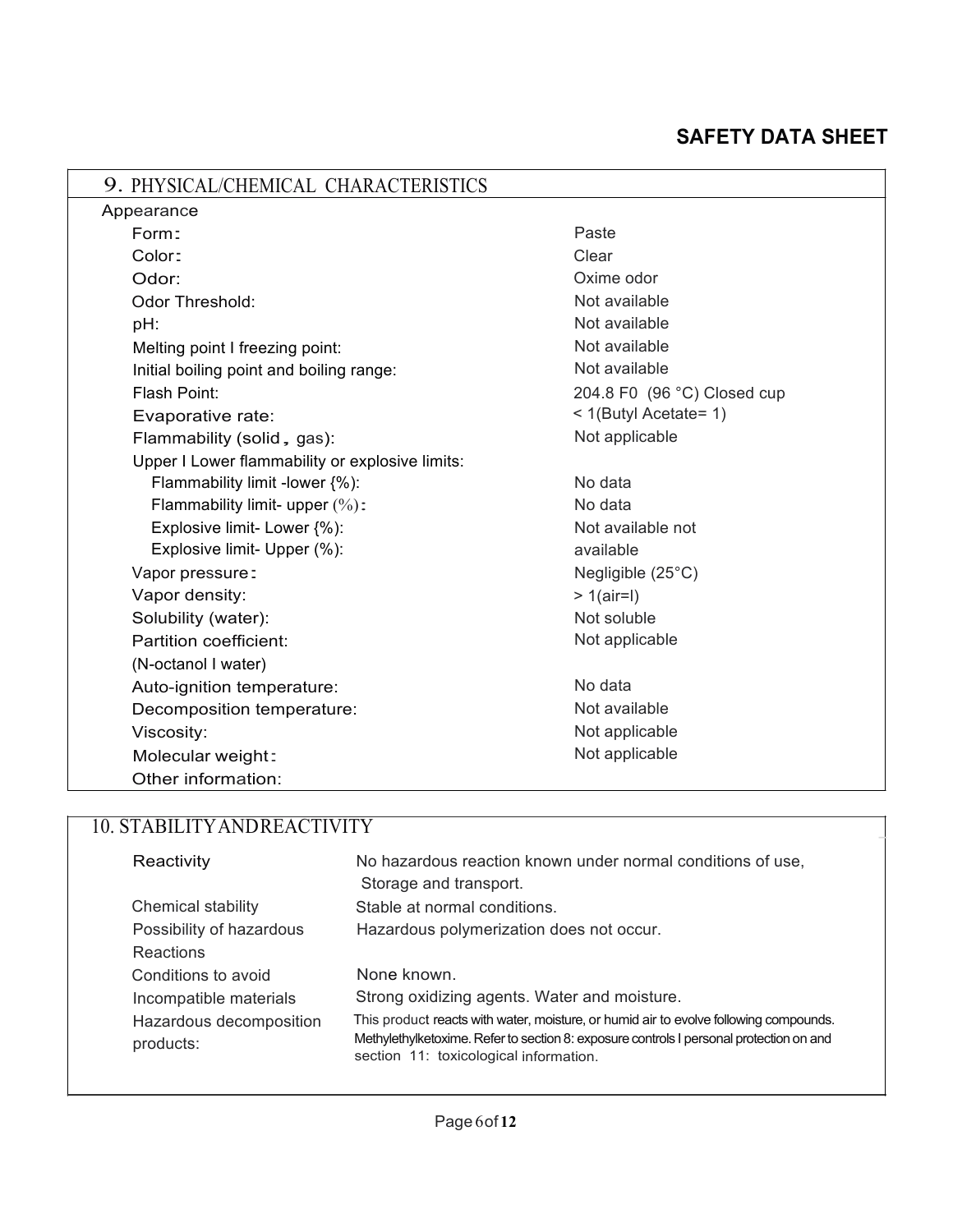# SAFETY DATA SHEET

## 9. PHYSICAL/CHEMICAL CHARACTERISTICS

| Property | Value |
|---|---|
| **Appearance** | |
| Form: | Paste |
| Color: | Clear |
| Odor: | Oxime odor |
| Odor Threshold: | Not available |
| pH: | Not available |
| Melting point I freezing point: | Not available |
| Initial boiling point and boiling range: | Not available |
| Flash Point: | 204.8 F0 (96 °C) Closed cup |
| Evaporative rate: | < 1(Butyl Acetate= 1) |
| Flammability (solid, gas): | Not applicable |
| Upper I Lower flammability or explosive limits: | |
| Flammability limit -lower {%): | No data |
| Flammability limit- upper (%): | No data |
| Explosive limit- Lower {%): | Not available not |
| Explosive limit- Upper (%): | available |
| Vapor pressure: | Negligible (25°C) |
| Vapor density: | > 1(air=l) |
| Solubility (water): | Not soluble |
| Partition coefficient: (N-octanol I water) | Not applicable |
| Auto-ignition temperature: | No data |
| Decomposition temperature: | Not available |
| Viscosity: | Not applicable |
| Molecular weight: | Not applicable |
| Other information: | |

## 10. STABILITY AND REACTIVITY

| | |
|---|---|
| Reactivity | No hazardous reaction known under normal conditions of use, Storage and transport. |
| Chemical stability | Stable at normal conditions. |
| Possibility of hazardous Reactions | Hazardous polymerization does not occur. |
| Conditions to avoid | None known. |
| Incompatible materials | Strong oxidizing agents. Water and moisture. |
| Hazardous decomposition products: | This product reacts with water, moisture, or humid air to evolve following compounds. Methylethylketoxime. Refer to section 8: exposure controls I personal protection on and section 11: toxicological information. |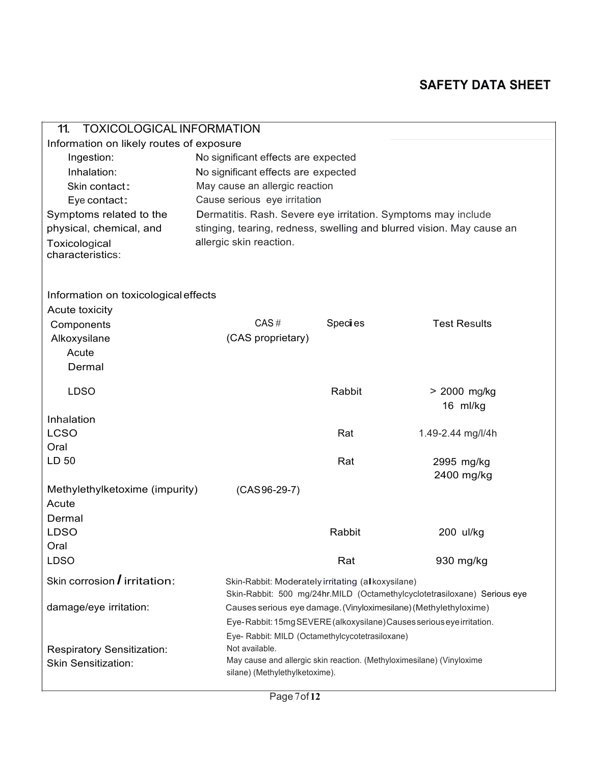## SAFETY DATA SHEET

## 11. TOXICOLOGICAL INFORMATION

**Information on likely routes of exposure**

| | |
|---|---|
| Ingestion: | No significant effects are expected |
| Inhalation: | No significant effects are expected |
| Skin contact: | May cause an allergic reaction |
| Eye contact: | Cause serious eye irritation |
| Symptoms related to the physical, chemical, and Toxicological characteristics: | Dermatitis. Rash. Severe eye irritation. Symptoms may include stinging, tearing, redness, swelling and blurred vision. May cause an allergic skin reaction. |

**Information on toxicological effects**

Acute toxicity

| Components | CAS # | Species | Test Results |
|---|---|---|---|
| Alkoxysilane | (CAS proprietary) | | |
| Acute | | | |
| Dermal | | | |
| LDSO | | Rabbit | > 2000 mg/kg<br>16 ml/kg |
| Inhalation | | | |
| LCSO | | Rat | 1.49-2.44 mg/l/4h |
| Oral | | | |
| LD 50 | | Rat | 2995 mg/kg<br>2400 mg/kg |
| Methylethylketoxime (impurity) | (CAS 96-29-7) | | |
| Acute | | | |
| Dermal | | | |
| LDSO | | Rabbit | 200 ul/kg |
| Oral | | | |
| LDSO | | Rat | 930 mg/kg |

| | |
|---|---|
| Skin corrosion / irritation: | Skin-Rabbit: Moderately irritating (alkoxysilane)<br>Skin-Rabbit: 500 mg/24hr.MILD (Octamethylcyclotetrasiloxane) |
| Serious eye damage/eye irritation: | Causes serious eye damage. (Vinyloximesilane) (Methylethyloxime)<br>Eye-Rabbit: 15mg SEVERE (alkoxysilane) Causes serious eye irritation.<br>Eye- Rabbit: MILD (Octamethylcycotetrasiloxane) |
| Respiratory Sensitization: | Not available. |
| Skin Sensitization: | May cause and allergic skin reaction. (Methyloximesilane) (Vinyloxime silane) (Methylethylketoxime). |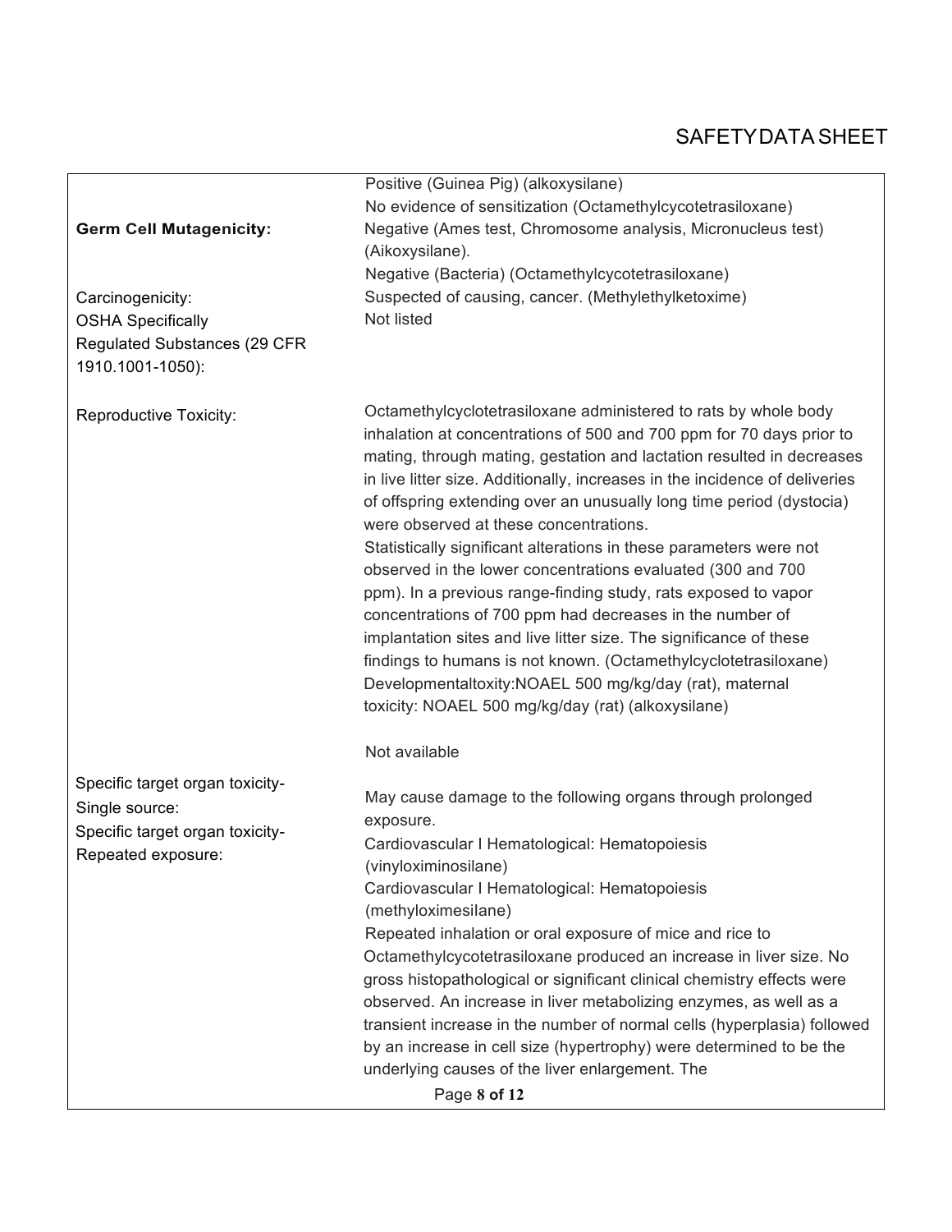| | |
|---|---|
| | Positive (Guinea Pig) (alkoxysilane)<br>No evidence of sensitization (Octamethylcycotetrasiloxane) |
| **Germ Cell Mutagenicity:** | Negative (Ames test, Chromosome analysis, Micronucleus test) (Aikoxysilane).<br>Negative (Bacteria) (Octamethylcycotetrasiloxane) |
| Carcinogenicity: | Suspected of causing, cancer. (Methylethylketoxime) |
| OSHA Specifically Regulated Substances (29 CFR 1910.1001-1050): | Not listed |
| Reproductive Toxicity: | Octamethylcyclotetrasiloxane administered to rats by whole body inhalation at concentrations of 500 and 700 ppm for 70 days prior to mating, through mating, gestation and lactation resulted in decreases in live litter size. Additionally, increases in the incidence of deliveries of offspring extending over an unusually long time period (dystocia) were observed at these concentrations.<br>Statistically significant alterations in these parameters were not observed in the lower concentrations evaluated (300 and 700 ppm). In a previous range-finding study, rats exposed to vapor concentrations of 700 ppm had decreases in the number of implantation sites and live litter size. The significance of these findings to humans is not known. (Octamethylcyclotetrasiloxane)<br>Developmentaltoxity:NOAEL 500 mg/kg/day (rat), maternal toxicity: NOAEL 500 mg/kg/day (rat) (alkoxysilane) |
| Specific target organ toxicity-Single source: | Not available |
| Specific target organ toxicity-Repeated exposure: | May cause damage to the following organs through prolonged exposure.<br>Cardiovascular I Hematological: Hematopoiesis (vinyloximinosilane)<br>Cardiovascular I Hematological: Hematopoiesis (methyloximesilane)<br>Repeated inhalation or oral exposure of mice and rice to Octamethylcycotetrasiloxane produced an increase in liver size. No gross histopathological or significant clinical chemistry effects were observed. An increase in liver metabolizing enzymes, as well as a transient increase in the number of normal cells (hyperplasia) followed by an increase in cell size (hypertrophy) were determined to be the underlying causes of the liver enlargement. The |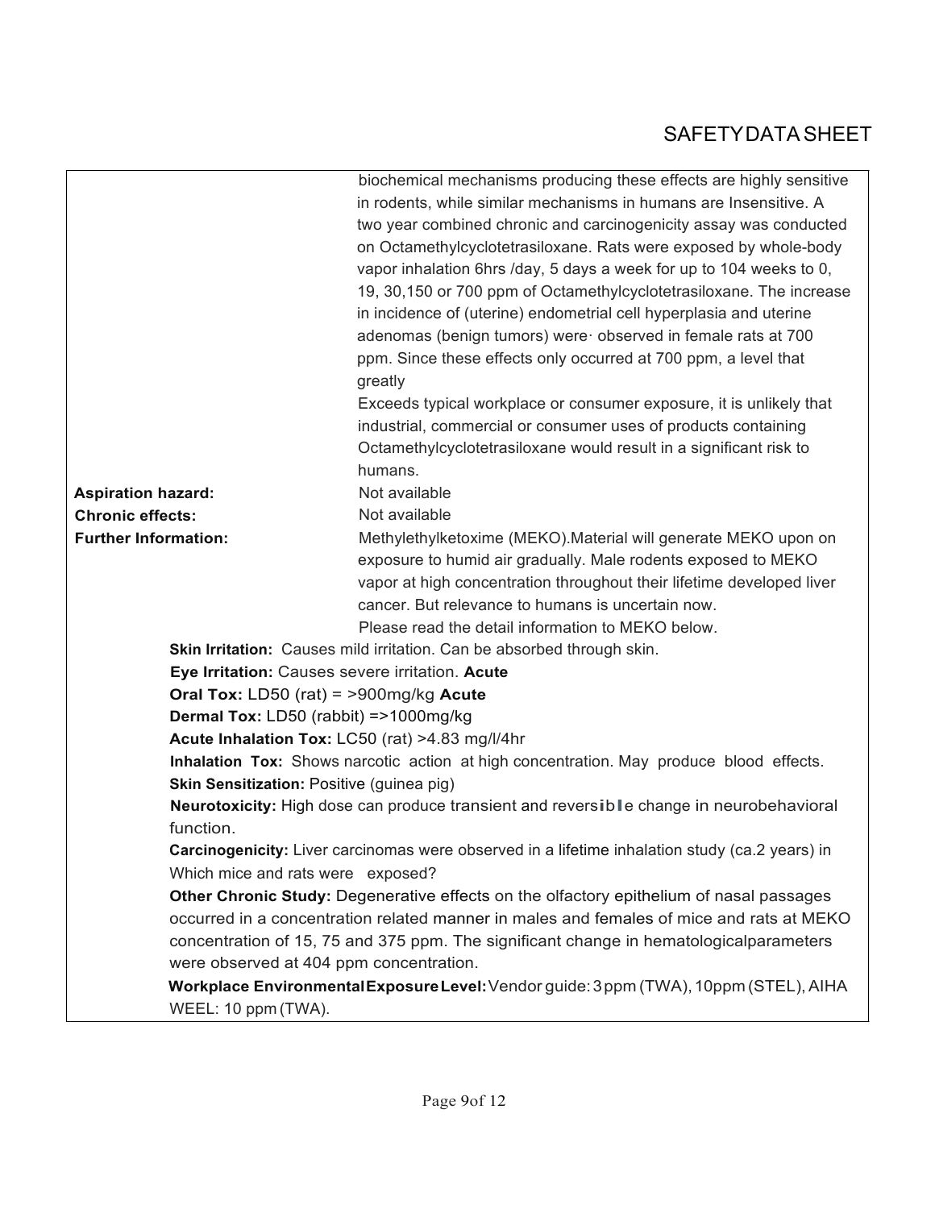| | |
|---|---|
| | biochemical mechanisms producing these effects are highly sensitive in rodents, while similar mechanisms in humans are Insensitive. A two year combined chronic and carcinogenicity assay was conducted on Octamethylcyclotetrasiloxane. Rats were exposed by whole-body vapor inhalation 6hrs /day, 5 days a week for up to 104 weeks to 0, 19, 30,150 or 700 ppm of Octamethylcyclotetrasiloxane. The increase in incidence of (uterine) endometrial cell hyperplasia and uterine adenomas (benign tumors) were· observed in female rats at 700 ppm. Since these effects only occurred at 700 ppm, a level that greatly Exceeds typical workplace or consumer exposure, it is unlikely that industrial, commercial or consumer uses of products containing Octamethylcyclotetrasiloxane would result in a significant risk to humans. |
| **Aspiration hazard:** | Not available |
| **Chronic effects:** | Not available |
| **Further Information:** | Methylethylketoxime (MEKO).Material will generate MEKO upon on exposure to humid air gradually. Male rodents exposed to MEKO vapor at high concentration throughout their lifetime developed liver cancer. But relevance to humans is uncertain now. Please read the detail information to MEKO below. |

**Skin Irritation:** Causes mild irritation. Can be absorbed through skin.

**Eye Irritation:** Causes severe irritation. **Acute**

**Oral Tox:** LD50 (rat) = >900mg/kg **Acute**

**Dermal Tox:** LD50 (rabbit) =>1000mg/kg

**Acute Inhalation Tox:** LC50 (rat) >4.83 mg/l/4hr

**Inhalation Tox:** Shows narcotic action at high concentration. May produce blood effects.

**Skin Sensitization:** Positive (guinea pig)

**Neurotoxicity:** High dose can produce transient and reversible change in neurobehavioral function.

**Carcinogenicity:** Liver carcinomas were observed in a lifetime inhalation study (ca.2 years) in Which mice and rats were exposed?

**Other Chronic Study:** Degenerative effects on the olfactory epithelium of nasal passages occurred in a concentration related manner in males and females of mice and rats at MEKO concentration of 15, 75 and 375 ppm. The significant change in hematologicalparameters were observed at 404 ppm concentration.

**Workplace Environmental Exposure Level:** Vendor guide: 3 ppm (TWA), 10ppm (STEL), AIHA WEEL: 10 ppm (TWA).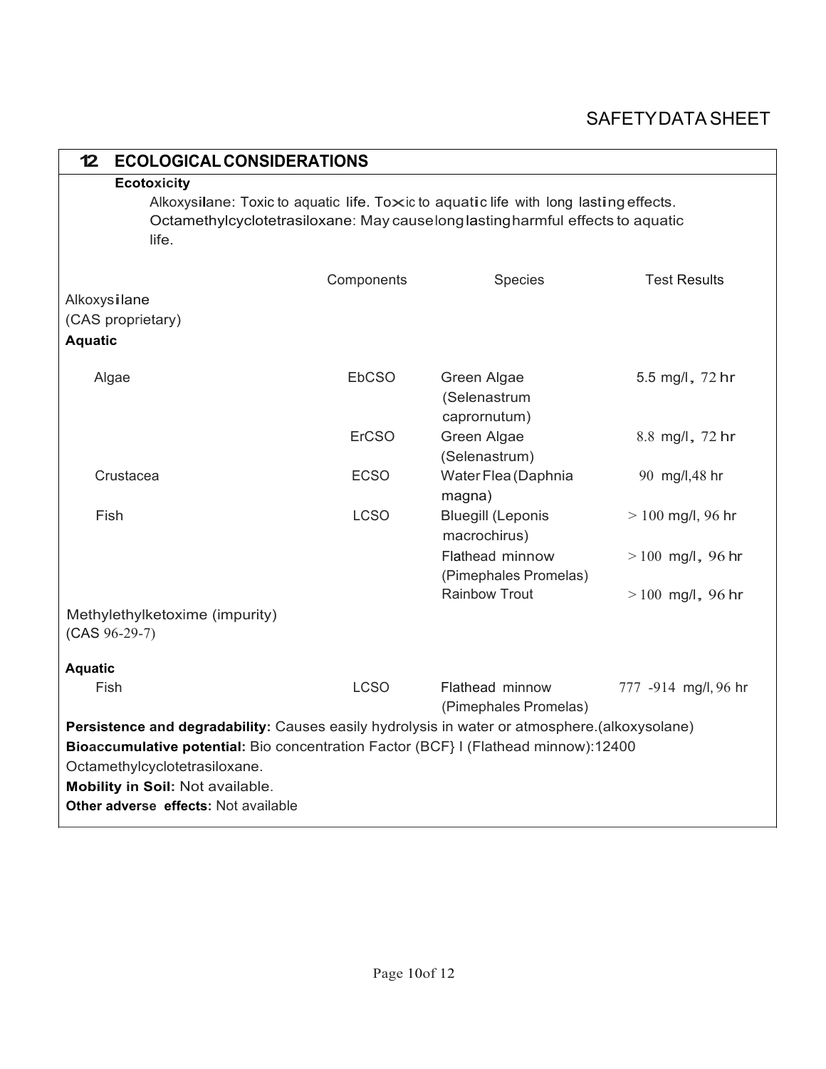# SAFETY DATA SHEET

## 12 ECOLOGICAL CONSIDERATIONS

**Ecotoxicity**

Alkoxysilane: Toxic to aquatic life. Toxic to aquatic life with long lasting effects.
Octamethylcyclotetrasiloxane: May cause long lasting harmful effects to aquatic life.

| | Components | Species | Test Results |
|---|---|---|---|
| Alkoxysilane (CAS proprietary) | | | |
| **Aquatic** | | | |
| Algae | EbCSO | Green Algae (Selenastrum caprornutum) | 5.5 mg/l, 72 hr |
| | ErCSO | Green Algae (Selenastrum) | 8.8 mg/l, 72 hr |
| Crustacea | ECSO | Water Flea (Daphnia magna) | 90 mg/l,48 hr |
| Fish | LCSO | Bluegill (Leponis macrochirus) | > 100 mg/l, 96 hr |
| | | Flathead minnow (Pimephales Promelas) | > 100 mg/l, 96 hr |
| | | Rainbow Trout | > 100 mg/l, 96 hr |
| Methylethylketoxime (impurity) (CAS 96-29-7) | | | |
| **Aquatic** | | | |
| Fish | LCSO | Flathead minnow (Pimephales Promelas) | 777 -914 mg/l, 96 hr |

**Persistence and degradability:** Causes easily hydrolysis in water or atmosphere.(alkoxysolane)

**Bioaccumulative potential:** Bio concentration Factor (BCF} I (Flathead minnow):12400 Octamethylcyclotetrasiloxane.

**Mobility in Soil:** Not available.

**Other adverse effects:** Not available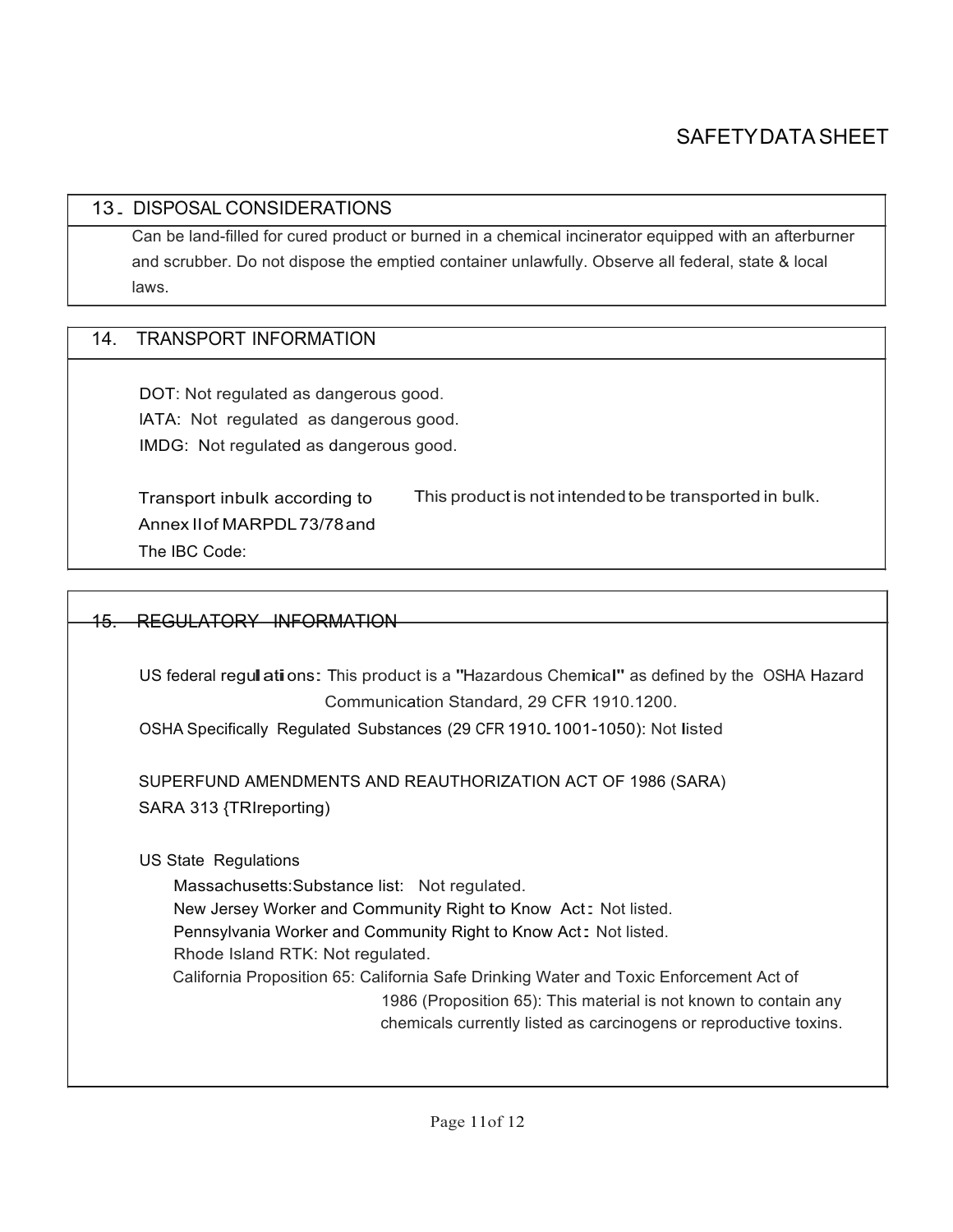# SAFETY DATA SHEET

## 13. DISPOSAL CONSIDERATIONS

Can be land-filled for cured product or burned in a chemical incinerator equipped with an afterburner and scrubber. Do not dispose the emptied container unlawfully. Observe all federal, state & local laws.

## 14. TRANSPORT INFORMATION

DOT: Not regulated as dangerous good.
IATA: Not regulated as dangerous good.
IMDG: Not regulated as dangerous good.

Transport inbulk according to Annex IIof MARPDL 73/78 and The IBC Code: This product is not intended to be transported in bulk.

## 15. REGULATORY INFORMATION

US federal regulations: This product is a "Hazardous Chemical" as defined by the OSHA Hazard Communication Standard, 29 CFR 1910.1200.

OSHA Specifically Regulated Substances (29 CFR 1910.1001-1050): Not listed

SUPERFUND AMENDMENTS AND REAUTHORIZATION ACT OF 1986 (SARA)
SARA 313 {TRIreporting)

US State Regulations

- Massachusetts: Substance list: Not regulated.
- New Jersey Worker and Community Right to Know Act: Not listed.
- Pennsylvania Worker and Community Right to Know Act: Not listed.
- Rhode Island RTK: Not regulated.
- California Proposition 65: California Safe Drinking Water and Toxic Enforcement Act of 1986 (Proposition 65): This material is not known to contain any chemicals currently listed as carcinogens or reproductive toxins.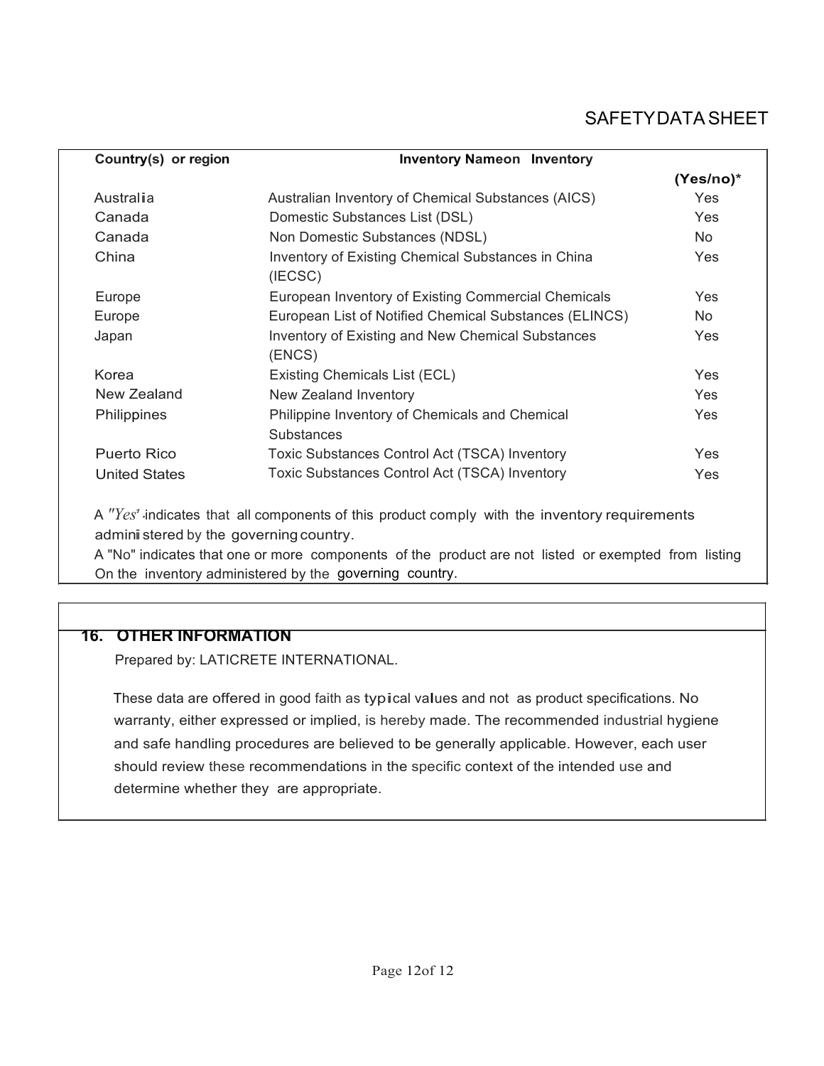| Country(s) or region | Inventory Name | On Inventory (Yes/no)* |
| --- | --- | --- |
| Australia | Australian Inventory of Chemical Substances (AICS) | Yes |
| Canada | Domestic Substances List (DSL) | Yes |
| Canada | Non Domestic Substances (NDSL) | No |
| China | Inventory of Existing Chemical Substances in China (IECSC) | Yes |
| Europe | European Inventory of Existing Commercial Chemicals | Yes |
| Europe | European List of Notified Chemical Substances (ELINCS) | No |
| Japan | Inventory of Existing and New Chemical Substances (ENCS) | Yes |
| Korea | Existing Chemicals List (ECL) | Yes |
| New Zealand | New Zealand Inventory | Yes |
| Philippines | Philippine Inventory of Chemicals and Chemical Substances | Yes |
| Puerto Rico | Toxic Substances Control Act (TSCA) Inventory | Yes |
| United States | Toxic Substances Control Act (TSCA) Inventory | Yes |

A "Yes" indicates that all components of this product comply with the inventory requirements administered by the governing country.

A "No" indicates that one or more components of the product are not listed or exempted from listing On the inventory administered by the governing country.

## 16. OTHER INFORMATION

Prepared by: LATICRETE INTERNATIONAL.

These data are offered in good faith as typical values and not as product specifications. No warranty, either expressed or implied, is hereby made. The recommended industrial hygiene and safe handling procedures are believed to be generally applicable. However, each user should review these recommendations in the specific context of the intended use and determine whether they are appropriate.